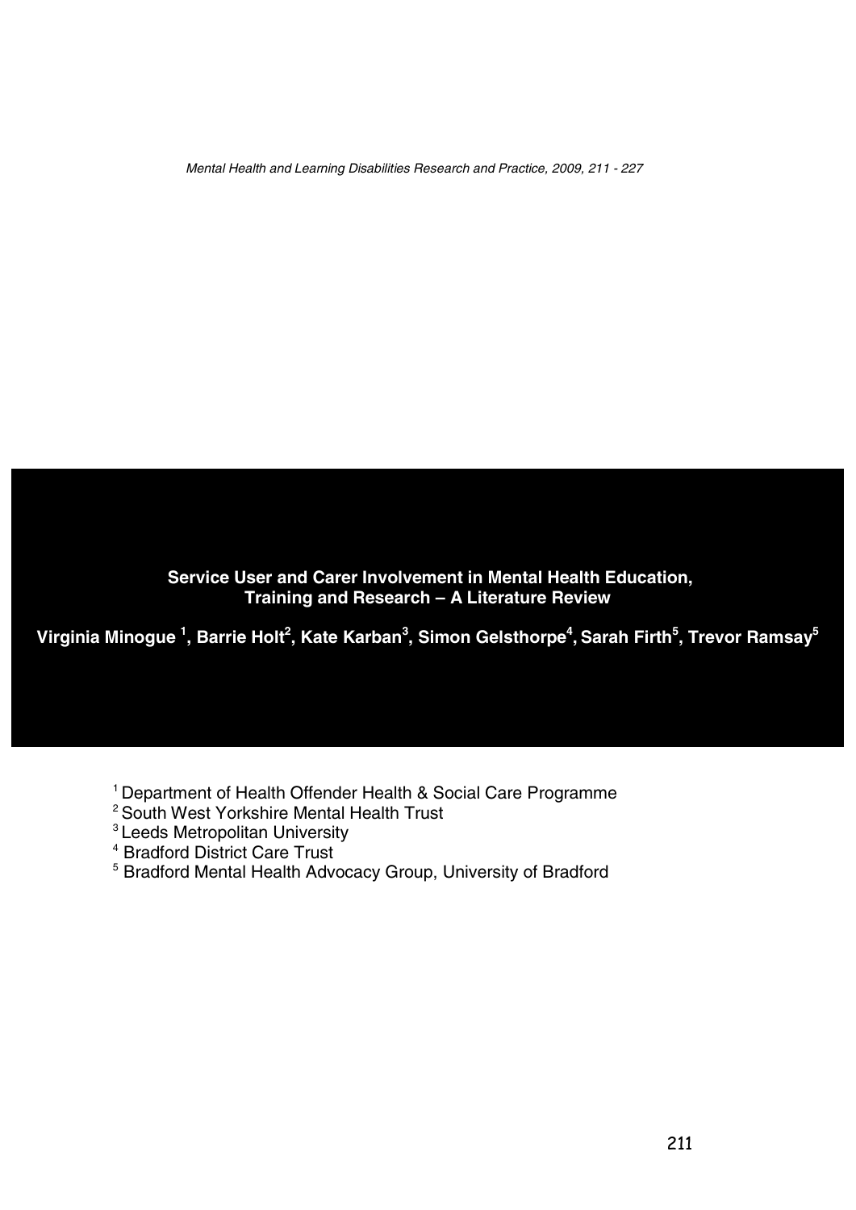# Service User and Carer Involvement in Mental Health Education, Training and Research – A Literature Review

**Virginia Minogue [1], Barrie Holt[2], Kate Karban[3], Simon Gelsthorpe[4], Sarah Firth[5], Trevor Ramsay[5]**

[1] Department of Health Offender Health & Social Care Programme
[2] South West Yorkshire Mental Health Trust
[3] Leeds Metropolitan University
[4] Bradford District Care Trust
[5] Bradford Mental Health Advocacy Group, University of Bradford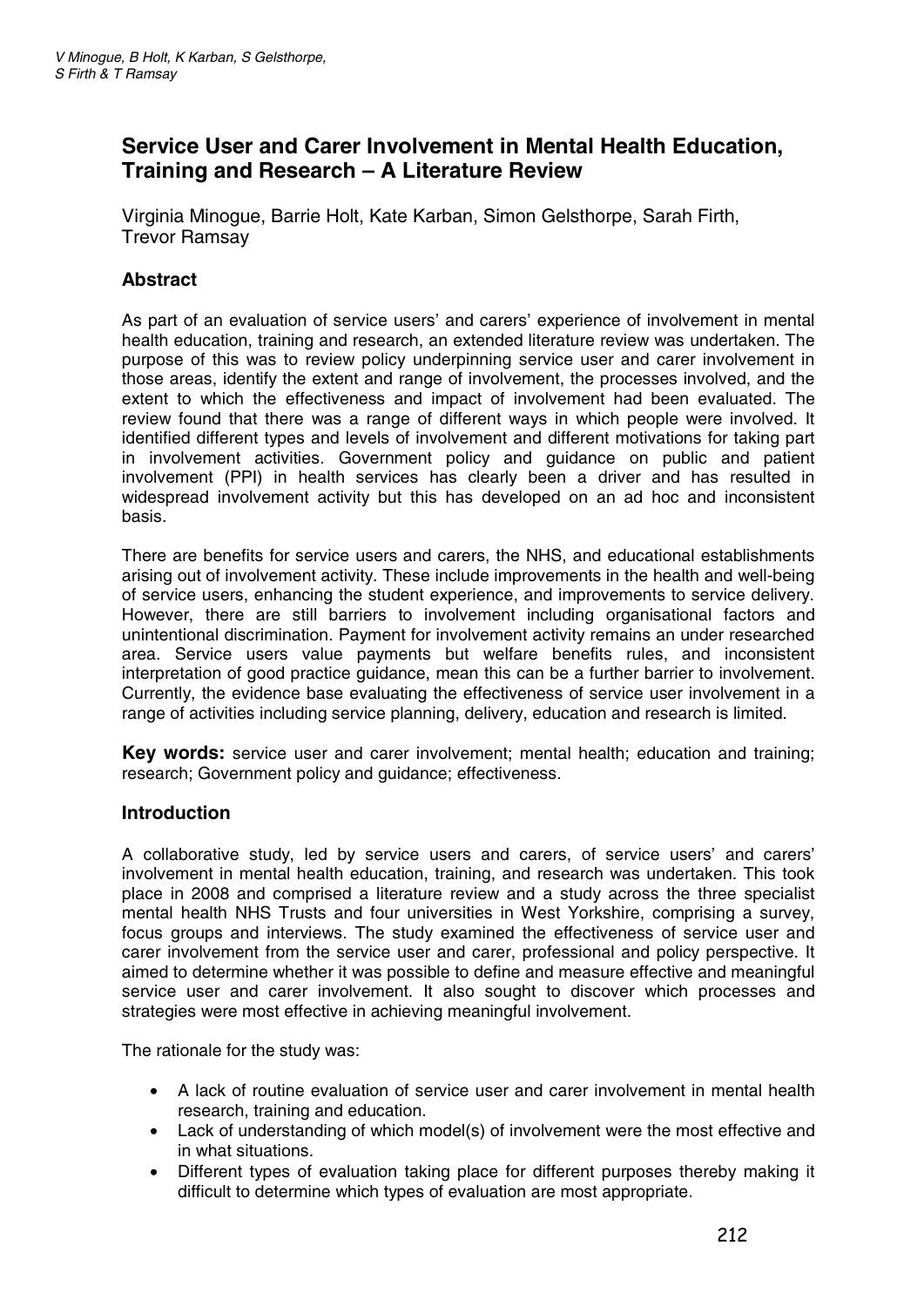# Service User and Carer Involvement in Mental Health Education, Training and Research – A Literature Review

Virginia Minogue, Barrie Holt, Kate Karban, Simon Gelsthorpe, Sarah Firth, Trevor Ramsay

## Abstract

As part of an evaluation of service users' and carers' experience of involvement in mental health education, training and research, an extended literature review was undertaken. The purpose of this was to review policy underpinning service user and carer involvement in those areas, identify the extent and range of involvement, the processes involved, and the extent to which the effectiveness and impact of involvement had been evaluated. The review found that there was a range of different ways in which people were involved. It identified different types and levels of involvement and different motivations for taking part in involvement activities. Government policy and guidance on public and patient involvement (PPI) in health services has clearly been a driver and has resulted in widespread involvement activity but this has developed on an ad hoc and inconsistent basis.

There are benefits for service users and carers, the NHS, and educational establishments arising out of involvement activity. These include improvements in the health and well-being of service users, enhancing the student experience, and improvements to service delivery. However, there are still barriers to involvement including organisational factors and unintentional discrimination. Payment for involvement activity remains an under researched area. Service users value payments but welfare benefits rules, and inconsistent interpretation of good practice guidance, mean this can be a further barrier to involvement. Currently, the evidence base evaluating the effectiveness of service user involvement in a range of activities including service planning, delivery, education and research is limited.

**Key words:** service user and carer involvement; mental health; education and training; research; Government policy and guidance; effectiveness.

## Introduction

A collaborative study, led by service users and carers, of service users' and carers' involvement in mental health education, training, and research was undertaken. This took place in 2008 and comprised a literature review and a study across the three specialist mental health NHS Trusts and four universities in West Yorkshire, comprising a survey, focus groups and interviews. The study examined the effectiveness of service user and carer involvement from the service user and carer, professional and policy perspective. It aimed to determine whether it was possible to define and measure effective and meaningful service user and carer involvement. It also sought to discover which processes and strategies were most effective in achieving meaningful involvement.

The rationale for the study was:

- A lack of routine evaluation of service user and carer involvement in mental health research, training and education.
- Lack of understanding of which model(s) of involvement were the most effective and in what situations.
- Different types of evaluation taking place for different purposes thereby making it difficult to determine which types of evaluation are most appropriate.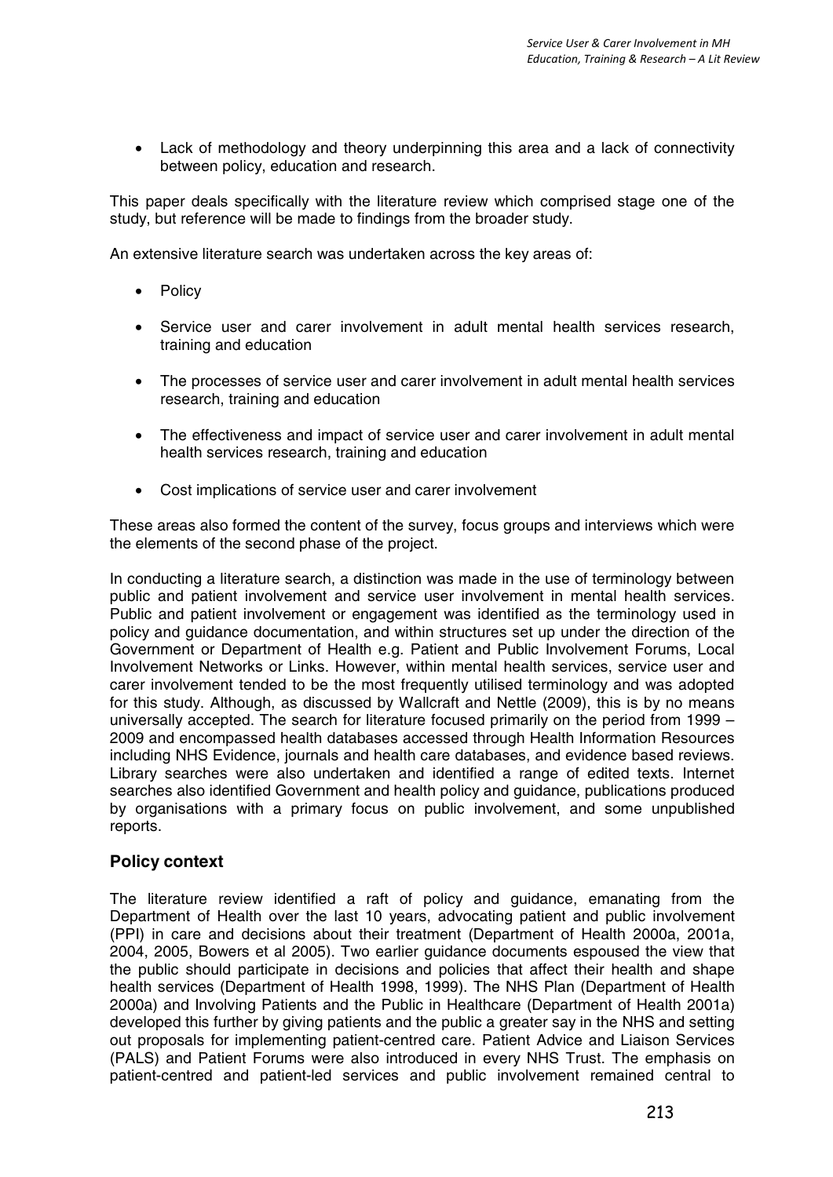- Lack of methodology and theory underpinning this area and a lack of connectivity between policy, education and research.

This paper deals specifically with the literature review which comprised stage one of the study, but reference will be made to findings from the broader study.

An extensive literature search was undertaken across the key areas of:

- Policy
- Service user and carer involvement in adult mental health services research, training and education
- The processes of service user and carer involvement in adult mental health services research, training and education
- The effectiveness and impact of service user and carer involvement in adult mental health services research, training and education
- Cost implications of service user and carer involvement

These areas also formed the content of the survey, focus groups and interviews which were the elements of the second phase of the project.

In conducting a literature search, a distinction was made in the use of terminology between public and patient involvement and service user involvement in mental health services. Public and patient involvement or engagement was identified as the terminology used in policy and guidance documentation, and within structures set up under the direction of the Government or Department of Health e.g. Patient and Public Involvement Forums, Local Involvement Networks or Links. However, within mental health services, service user and carer involvement tended to be the most frequently utilised terminology and was adopted for this study. Although, as discussed by Wallcraft and Nettle (2009), this is by no means universally accepted. The search for literature focused primarily on the period from 1999 – 2009 and encompassed health databases accessed through Health Information Resources including NHS Evidence, journals and health care databases, and evidence based reviews. Library searches were also undertaken and identified a range of edited texts. Internet searches also identified Government and health policy and guidance, publications produced by organisations with a primary focus on public involvement, and some unpublished reports.

## Policy context

The literature review identified a raft of policy and guidance, emanating from the Department of Health over the last 10 years, advocating patient and public involvement (PPI) in care and decisions about their treatment (Department of Health 2000a, 2001a, 2004, 2005, Bowers et al 2005). Two earlier guidance documents espoused the view that the public should participate in decisions and policies that affect their health and shape health services (Department of Health 1998, 1999). The NHS Plan (Department of Health 2000a) and Involving Patients and the Public in Healthcare (Department of Health 2001a) developed this further by giving patients and the public a greater say in the NHS and setting out proposals for implementing patient-centred care. Patient Advice and Liaison Services (PALS) and Patient Forums were also introduced in every NHS Trust. The emphasis on patient-centred and patient-led services and public involvement remained central to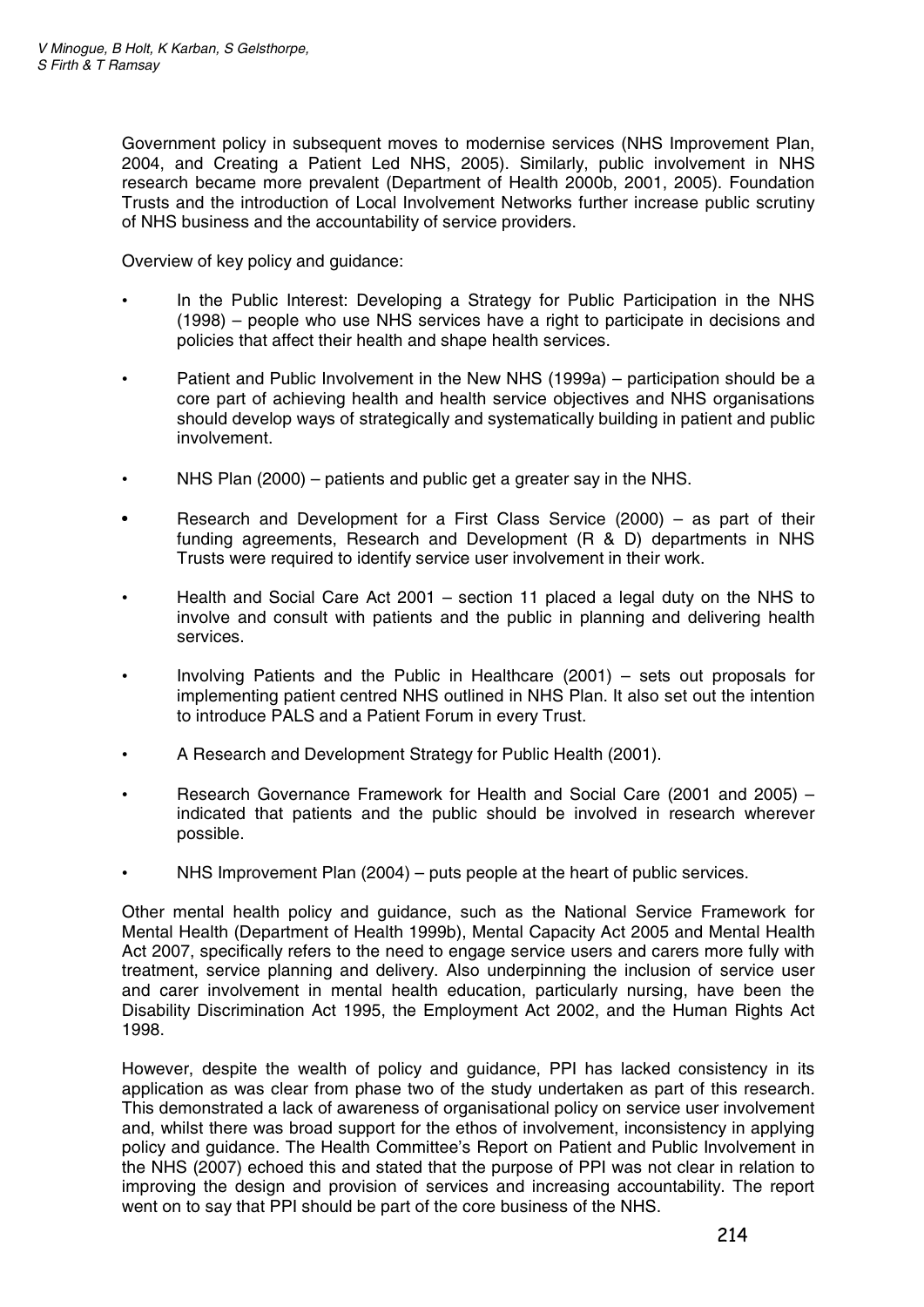Government policy in subsequent moves to modernise services (NHS Improvement Plan, 2004, and Creating a Patient Led NHS, 2005). Similarly, public involvement in NHS research became more prevalent (Department of Health 2000b, 2001, 2005). Foundation Trusts and the introduction of Local Involvement Networks further increase public scrutiny of NHS business and the accountability of service providers.

Overview of key policy and guidance:

- In the Public Interest: Developing a Strategy for Public Participation in the NHS (1998) – people who use NHS services have a right to participate in decisions and policies that affect their health and shape health services.
- Patient and Public Involvement in the New NHS (1999a) – participation should be a core part of achieving health and health service objectives and NHS organisations should develop ways of strategically and systematically building in patient and public involvement.
- NHS Plan (2000) – patients and public get a greater say in the NHS.
- Research and Development for a First Class Service (2000) – as part of their funding agreements, Research and Development (R & D) departments in NHS Trusts were required to identify service user involvement in their work.
- Health and Social Care Act 2001 – section 11 placed a legal duty on the NHS to involve and consult with patients and the public in planning and delivering health services.
- Involving Patients and the Public in Healthcare (2001) – sets out proposals for implementing patient centred NHS outlined in NHS Plan. It also set out the intention to introduce PALS and a Patient Forum in every Trust.
- A Research and Development Strategy for Public Health (2001).
- Research Governance Framework for Health and Social Care (2001 and 2005) – indicated that patients and the public should be involved in research wherever possible.
- NHS Improvement Plan (2004) – puts people at the heart of public services.

Other mental health policy and guidance, such as the National Service Framework for Mental Health (Department of Health 1999b), Mental Capacity Act 2005 and Mental Health Act 2007, specifically refers to the need to engage service users and carers more fully with treatment, service planning and delivery. Also underpinning the inclusion of service user and carer involvement in mental health education, particularly nursing, have been the Disability Discrimination Act 1995, the Employment Act 2002, and the Human Rights Act 1998.

However, despite the wealth of policy and guidance, PPI has lacked consistency in its application as was clear from phase two of the study undertaken as part of this research. This demonstrated a lack of awareness of organisational policy on service user involvement and, whilst there was broad support for the ethos of involvement, inconsistency in applying policy and guidance. The Health Committee's Report on Patient and Public Involvement in the NHS (2007) echoed this and stated that the purpose of PPI was not clear in relation to improving the design and provision of services and increasing accountability. The report went on to say that PPI should be part of the core business of the NHS.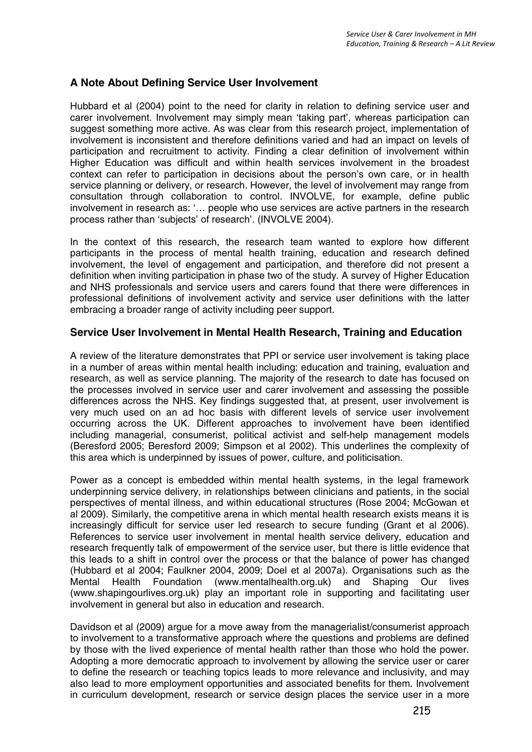## A Note About Defining Service User Involvement

Hubbard et al (2004) point to the need for clarity in relation to defining service user and carer involvement. Involvement may simply mean 'taking part', whereas participation can suggest something more active. As was clear from this research project, implementation of involvement is inconsistent and therefore definitions varied and had an impact on levels of participation and recruitment to activity. Finding a clear definition of involvement within Higher Education was difficult and within health services involvement in the broadest context can refer to participation in decisions about the person's own care, or in health service planning or delivery, or research. However, the level of involvement may range from consultation through collaboration to control. INVOLVE, for example, define public involvement in research as: '… people who use services are active partners in the research process rather than 'subjects' of research'. (INVOLVE 2004).

In the context of this research, the research team wanted to explore how different participants in the process of mental health training, education and research defined involvement, the level of engagement and participation, and therefore did not present a definition when inviting participation in phase two of the study. A survey of Higher Education and NHS professionals and service users and carers found that there were differences in professional definitions of involvement activity and service user definitions with the latter embracing a broader range of activity including peer support.

## Service User Involvement in Mental Health Research, Training and Education

A review of the literature demonstrates that PPI or service user involvement is taking place in a number of areas within mental health including: education and training, evaluation and research, as well as service planning. The majority of the research to date has focused on the processes involved in service user and carer involvement and assessing the possible differences across the NHS. Key findings suggested that, at present, user involvement is very much used on an ad hoc basis with different levels of service user involvement occurring across the UK. Different approaches to involvement have been identified including managerial, consumerist, political activist and self-help management models (Beresford 2005; Beresford 2009; Simpson et al 2002). This underlines the complexity of this area which is underpinned by issues of power, culture, and politicisation.

Power as a concept is embedded within mental health systems, in the legal framework underpinning service delivery, in relationships between clinicians and patients, in the social perspectives of mental illness, and within educational structures (Rose 2004; McGowan et al 2009). Similarly, the competitive arena in which mental health research exists means it is increasingly difficult for service user led research to secure funding (Grant et al 2006). References to service user involvement in mental health service delivery, education and research frequently talk of empowerment of the service user, but there is little evidence that this leads to a shift in control over the process or that the balance of power has changed (Hubbard et al 2004; Faulkner 2004, 2009; Doel et al 2007a). Organisations such as the Mental Health Foundation (www.mentalhealth.org.uk) and Shaping Our lives (www.shapingourlives.org.uk) play an important role in supporting and facilitating user involvement in general but also in education and research.

Davidson et al (2009) argue for a move away from the managerialist/consumerist approach to involvement to a transformative approach where the questions and problems are defined by those with the lived experience of mental health rather than those who hold the power. Adopting a more democratic approach to involvement by allowing the service user or carer to define the research or teaching topics leads to more relevance and inclusivity, and may also lead to more employment opportunities and associated benefits for them. Involvement in curriculum development, research or service design places the service user in a more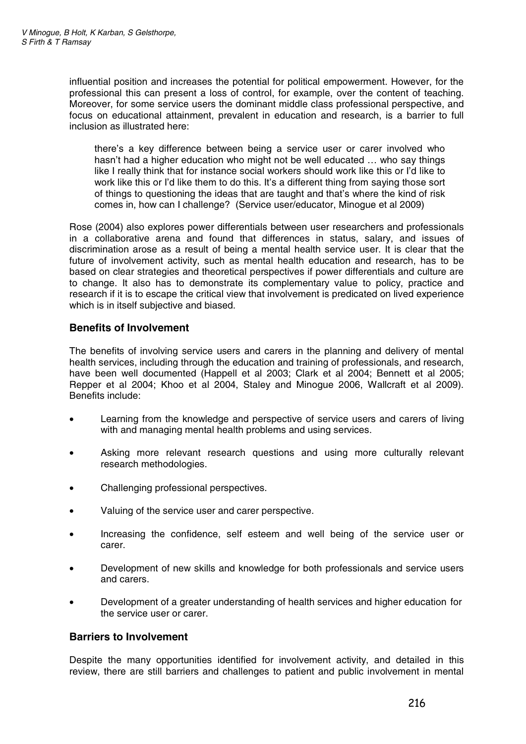influential position and increases the potential for political empowerment. However, for the professional this can present a loss of control, for example, over the content of teaching. Moreover, for some service users the dominant middle class professional perspective, and focus on educational attainment, prevalent in education and research, is a barrier to full inclusion as illustrated here:

> there's a key difference between being a service user or carer involved who hasn't had a higher education who might not be well educated … who say things like I really think that for instance social workers should work like this or I'd like to work like this or I'd like them to do this. It's a different thing from saying those sort of things to questioning the ideas that are taught and that's where the kind of risk comes in, how can I challenge? (Service user/educator, Minogue et al 2009)

Rose (2004) also explores power differentials between user researchers and professionals in a collaborative arena and found that differences in status, salary, and issues of discrimination arose as a result of being a mental health service user. It is clear that the future of involvement activity, such as mental health education and research, has to be based on clear strategies and theoretical perspectives if power differentials and culture are to change. It also has to demonstrate its complementary value to policy, practice and research if it is to escape the critical view that involvement is predicated on lived experience which is in itself subjective and biased.

## Benefits of Involvement

The benefits of involving service users and carers in the planning and delivery of mental health services, including through the education and training of professionals, and research, have been well documented (Happell et al 2003; Clark et al 2004; Bennett et al 2005; Repper et al 2004; Khoo et al 2004, Staley and Minogue 2006, Wallcraft et al 2009). Benefits include:

- Learning from the knowledge and perspective of service users and carers of living with and managing mental health problems and using services.
- Asking more relevant research questions and using more culturally relevant research methodologies.
- Challenging professional perspectives.
- Valuing of the service user and carer perspective.
- Increasing the confidence, self esteem and well being of the service user or carer.
- Development of new skills and knowledge for both professionals and service users and carers.
- Development of a greater understanding of health services and higher education for the service user or carer.

## Barriers to Involvement

Despite the many opportunities identified for involvement activity, and detailed in this review, there are still barriers and challenges to patient and public involvement in mental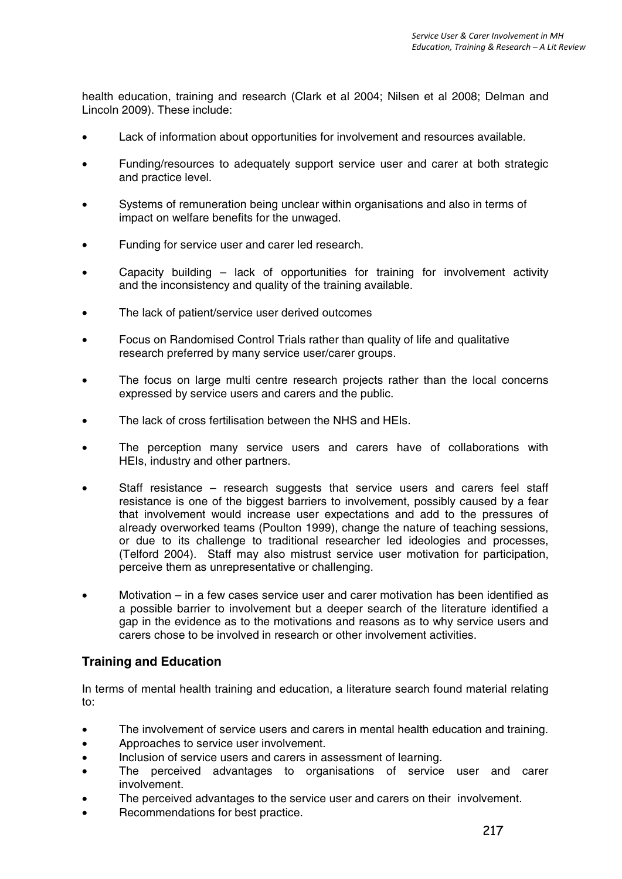health education, training and research (Clark et al 2004; Nilsen et al 2008; Delman and Lincoln 2009). These include:

- Lack of information about opportunities for involvement and resources available.
- Funding/resources to adequately support service user and carer at both strategic and practice level.
- Systems of remuneration being unclear within organisations and also in terms of impact on welfare benefits for the unwaged.
- Funding for service user and carer led research.
- Capacity building – lack of opportunities for training for involvement activity and the inconsistency and quality of the training available.
- The lack of patient/service user derived outcomes
- Focus on Randomised Control Trials rather than quality of life and qualitative research preferred by many service user/carer groups.
- The focus on large multi centre research projects rather than the local concerns expressed by service users and carers and the public.
- The lack of cross fertilisation between the NHS and HEIs.
- The perception many service users and carers have of collaborations with HEIs, industry and other partners.
- Staff resistance – research suggests that service users and carers feel staff resistance is one of the biggest barriers to involvement, possibly caused by a fear that involvement would increase user expectations and add to the pressures of already overworked teams (Poulton 1999), change the nature of teaching sessions, or due to its challenge to traditional researcher led ideologies and processes, (Telford 2004). Staff may also mistrust service user motivation for participation, perceive them as unrepresentative or challenging.
- Motivation – in a few cases service user and carer motivation has been identified as a possible barrier to involvement but a deeper search of the literature identified a gap in the evidence as to the motivations and reasons as to why service users and carers chose to be involved in research or other involvement activities.

## Training and Education

In terms of mental health training and education, a literature search found material relating to:

- The involvement of service users and carers in mental health education and training.
- Approaches to service user involvement.
- Inclusion of service users and carers in assessment of learning.
- The perceived advantages to organisations of service user and carer involvement.
- The perceived advantages to the service user and carers on their involvement.
- Recommendations for best practice.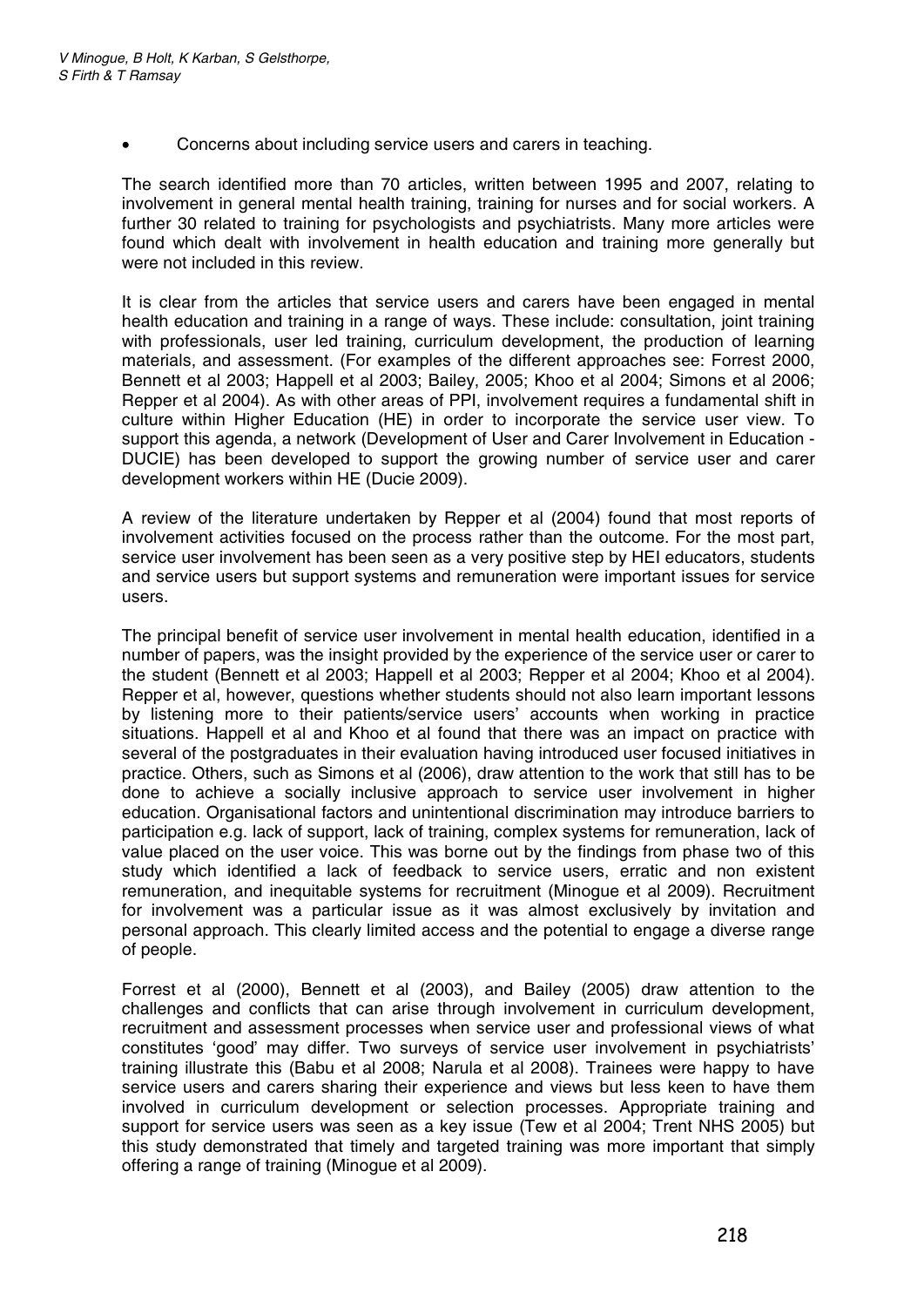- Concerns about including service users and carers in teaching.

The search identified more than 70 articles, written between 1995 and 2007, relating to involvement in general mental health training, training for nurses and for social workers. A further 30 related to training for psychologists and psychiatrists. Many more articles were found which dealt with involvement in health education and training more generally but were not included in this review.

It is clear from the articles that service users and carers have been engaged in mental health education and training in a range of ways. These include: consultation, joint training with professionals, user led training, curriculum development, the production of learning materials, and assessment. (For examples of the different approaches see: Forrest 2000, Bennett et al 2003; Happell et al 2003; Bailey, 2005; Khoo et al 2004; Simons et al 2006; Repper et al 2004). As with other areas of PPI, involvement requires a fundamental shift in culture within Higher Education (HE) in order to incorporate the service user view. To support this agenda, a network (Development of User and Carer Involvement in Education - DUCIE) has been developed to support the growing number of service user and carer development workers within HE (Ducie 2009).

A review of the literature undertaken by Repper et al (2004) found that most reports of involvement activities focused on the process rather than the outcome. For the most part, service user involvement has been seen as a very positive step by HEI educators, students and service users but support systems and remuneration were important issues for service users.

The principal benefit of service user involvement in mental health education, identified in a number of papers, was the insight provided by the experience of the service user or carer to the student (Bennett et al 2003; Happell et al 2003; Repper et al 2004; Khoo et al 2004). Repper et al, however, questions whether students should not also learn important lessons by listening more to their patients/service users' accounts when working in practice situations. Happell et al and Khoo et al found that there was an impact on practice with several of the postgraduates in their evaluation having introduced user focused initiatives in practice. Others, such as Simons et al (2006), draw attention to the work that still has to be done to achieve a socially inclusive approach to service user involvement in higher education. Organisational factors and unintentional discrimination may introduce barriers to participation e.g. lack of support, lack of training, complex systems for remuneration, lack of value placed on the user voice. This was borne out by the findings from phase two of this study which identified a lack of feedback to service users, erratic and non existent remuneration, and inequitable systems for recruitment (Minogue et al 2009). Recruitment for involvement was a particular issue as it was almost exclusively by invitation and personal approach. This clearly limited access and the potential to engage a diverse range of people.

Forrest et al (2000), Bennett et al (2003), and Bailey (2005) draw attention to the challenges and conflicts that can arise through involvement in curriculum development, recruitment and assessment processes when service user and professional views of what constitutes 'good' may differ. Two surveys of service user involvement in psychiatrists' training illustrate this (Babu et al 2008; Narula et al 2008). Trainees were happy to have service users and carers sharing their experience and views but less keen to have them involved in curriculum development or selection processes. Appropriate training and support for service users was seen as a key issue (Tew et al 2004; Trent NHS 2005) but this study demonstrated that timely and targeted training was more important that simply offering a range of training (Minogue et al 2009).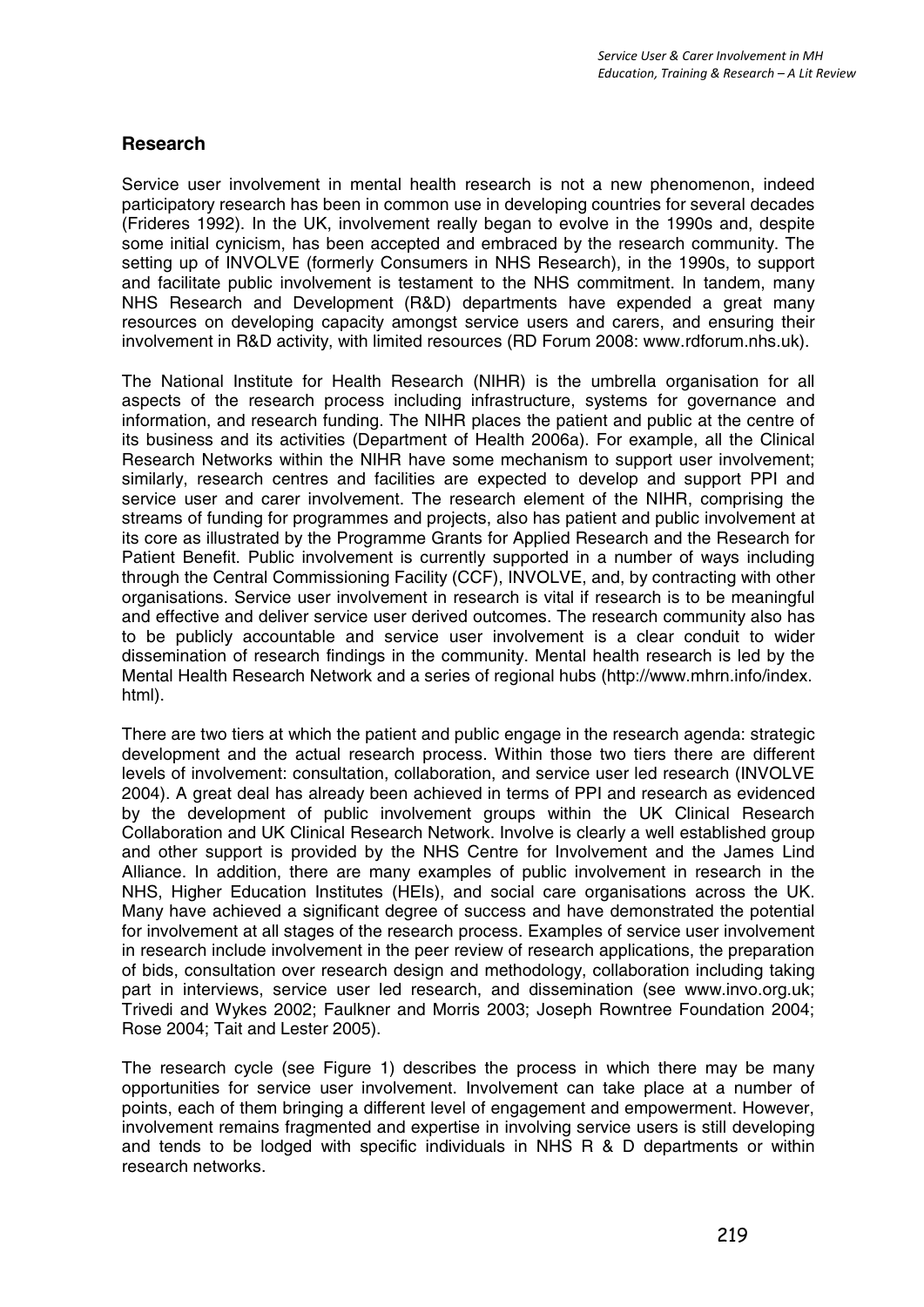## Research

Service user involvement in mental health research is not a new phenomenon, indeed participatory research has been in common use in developing countries for several decades (Frideres 1992). In the UK, involvement really began to evolve in the 1990s and, despite some initial cynicism, has been accepted and embraced by the research community. The setting up of INVOLVE (formerly Consumers in NHS Research), in the 1990s, to support and facilitate public involvement is testament to the NHS commitment. In tandem, many NHS Research and Development (R&D) departments have expended a great many resources on developing capacity amongst service users and carers, and ensuring their involvement in R&D activity, with limited resources (RD Forum 2008: www.rdforum.nhs.uk).

The National Institute for Health Research (NIHR) is the umbrella organisation for all aspects of the research process including infrastructure, systems for governance and information, and research funding. The NIHR places the patient and public at the centre of its business and its activities (Department of Health 2006a). For example, all the Clinical Research Networks within the NIHR have some mechanism to support user involvement; similarly, research centres and facilities are expected to develop and support PPI and service user and carer involvement. The research element of the NIHR, comprising the streams of funding for programmes and projects, also has patient and public involvement at its core as illustrated by the Programme Grants for Applied Research and the Research for Patient Benefit. Public involvement is currently supported in a number of ways including through the Central Commissioning Facility (CCF), INVOLVE, and, by contracting with other organisations. Service user involvement in research is vital if research is to be meaningful and effective and deliver service user derived outcomes. The research community also has to be publicly accountable and service user involvement is a clear conduit to wider dissemination of research findings in the community. Mental health research is led by the Mental Health Research Network and a series of regional hubs (http://www.mhrn.info/index.html).

There are two tiers at which the patient and public engage in the research agenda: strategic development and the actual research process. Within those two tiers there are different levels of involvement: consultation, collaboration, and service user led research (INVOLVE 2004). A great deal has already been achieved in terms of PPI and research as evidenced by the development of public involvement groups within the UK Clinical Research Collaboration and UK Clinical Research Network. Involve is clearly a well established group and other support is provided by the NHS Centre for Involvement and the James Lind Alliance. In addition, there are many examples of public involvement in research in the NHS, Higher Education Institutes (HEIs), and social care organisations across the UK. Many have achieved a significant degree of success and have demonstrated the potential for involvement at all stages of the research process. Examples of service user involvement in research include involvement in the peer review of research applications, the preparation of bids, consultation over research design and methodology, collaboration including taking part in interviews, service user led research, and dissemination (see www.invo.org.uk; Trivedi and Wykes 2002; Faulkner and Morris 2003; Joseph Rowntree Foundation 2004; Rose 2004; Tait and Lester 2005).

The research cycle (see Figure 1) describes the process in which there may be many opportunities for service user involvement. Involvement can take place at a number of points, each of them bringing a different level of engagement and empowerment. However, involvement remains fragmented and expertise in involving service users is still developing and tends to be lodged with specific individuals in NHS R & D departments or within research networks.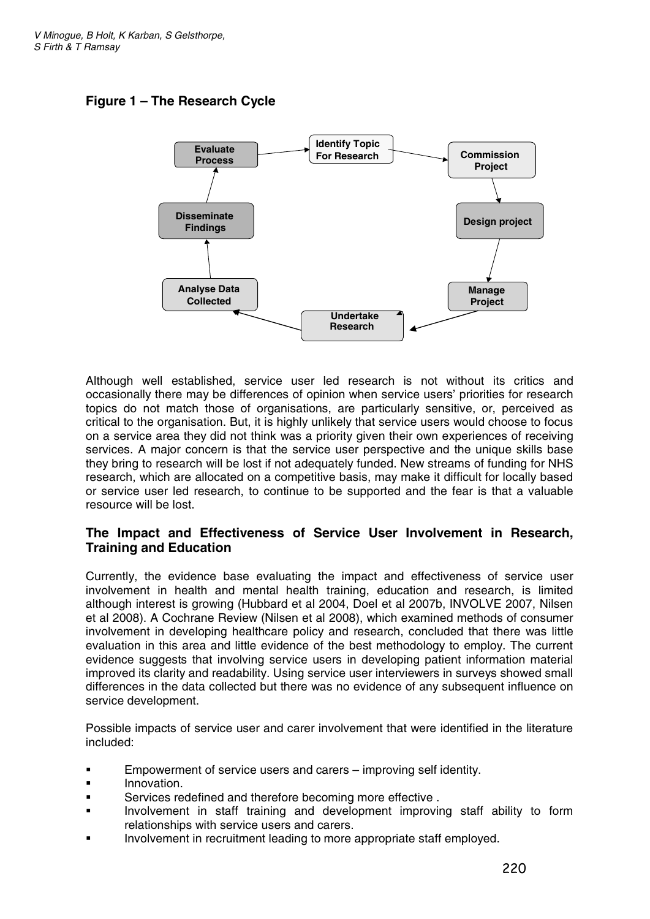**Figure 1 – The Research Cycle**

Although well established, service user led research is not without its critics and occasionally there may be differences of opinion when service users' priorities for research topics do not match those of organisations, are particularly sensitive, or, perceived as critical to the organisation. But, it is highly unlikely that service users would choose to focus on a service area they did not think was a priority given their own experiences of receiving services. A major concern is that the service user perspective and the unique skills base they bring to research will be lost if not adequately funded. New streams of funding for NHS research, which are allocated on a competitive basis, may make it difficult for locally based or service user led research, to continue to be supported and the fear is that a valuable resource will be lost.

## The Impact and Effectiveness of Service User Involvement in Research, Training and Education

Currently, the evidence base evaluating the impact and effectiveness of service user involvement in health and mental health training, education and research, is limited although interest is growing (Hubbard et al 2004, Doel et al 2007b, INVOLVE 2007, Nilsen et al 2008). A Cochrane Review (Nilsen et al 2008), which examined methods of consumer involvement in developing healthcare policy and research, concluded that there was little evaluation in this area and little evidence of the best methodology to employ. The current evidence suggests that involving service users in developing patient information material improved its clarity and readability. Using service user interviewers in surveys showed small differences in the data collected but there was no evidence of any subsequent influence on service development.

Possible impacts of service user and carer involvement that were identified in the literature included:

- Empowerment of service users and carers – improving self identity.
- Innovation.
- Services redefined and therefore becoming more effective .
- Involvement in staff training and development improving staff ability to form relationships with service users and carers.
- Involvement in recruitment leading to more appropriate staff employed.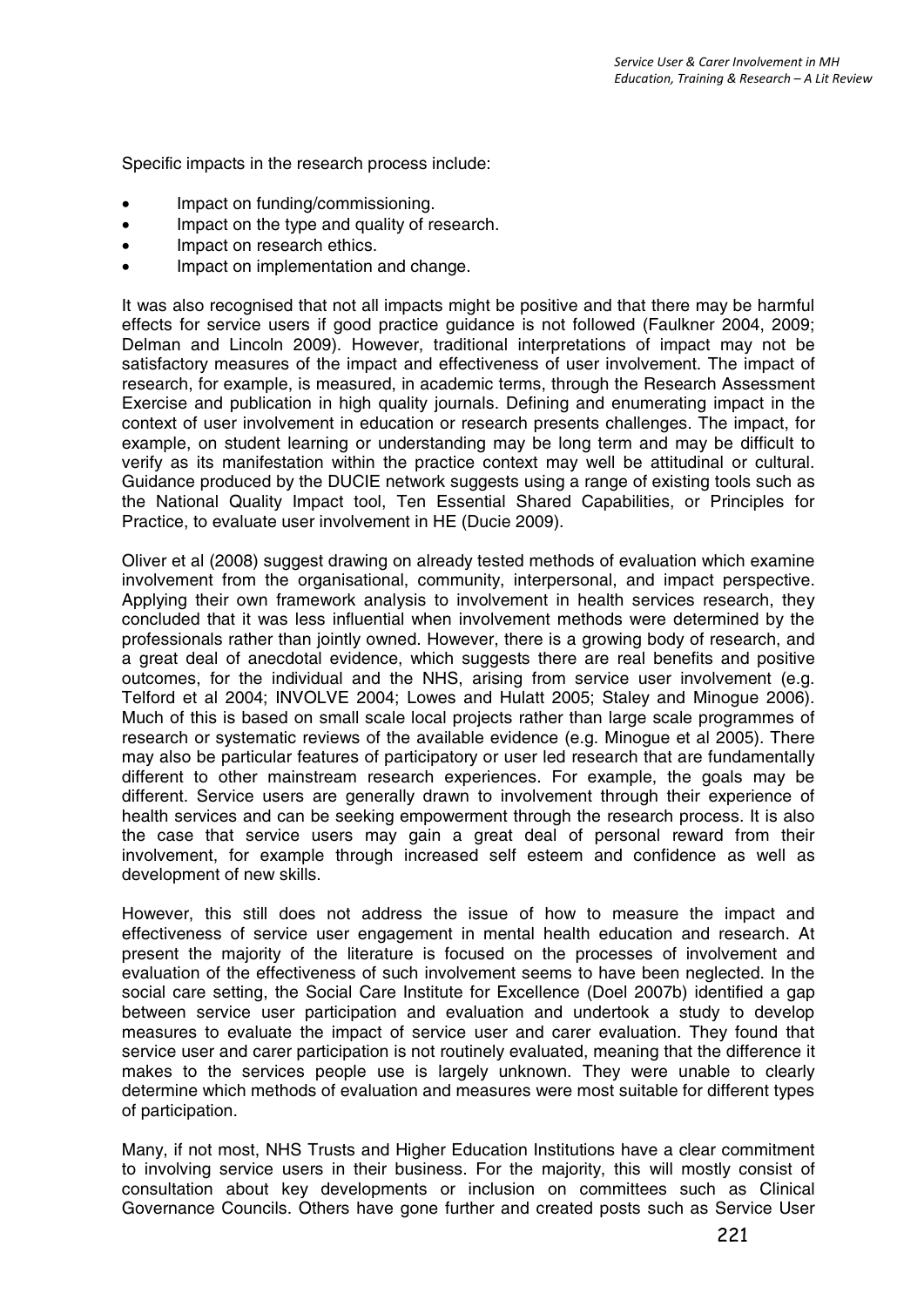Specific impacts in the research process include:

- Impact on funding/commissioning.
- Impact on the type and quality of research.
- Impact on research ethics.
- Impact on implementation and change.

It was also recognised that not all impacts might be positive and that there may be harmful effects for service users if good practice guidance is not followed (Faulkner 2004, 2009; Delman and Lincoln 2009). However, traditional interpretations of impact may not be satisfactory measures of the impact and effectiveness of user involvement. The impact of research, for example, is measured, in academic terms, through the Research Assessment Exercise and publication in high quality journals. Defining and enumerating impact in the context of user involvement in education or research presents challenges. The impact, for example, on student learning or understanding may be long term and may be difficult to verify as its manifestation within the practice context may well be attitudinal or cultural. Guidance produced by the DUCIE network suggests using a range of existing tools such as the National Quality Impact tool, Ten Essential Shared Capabilities, or Principles for Practice, to evaluate user involvement in HE (Ducie 2009).

Oliver et al (2008) suggest drawing on already tested methods of evaluation which examine involvement from the organisational, community, interpersonal, and impact perspective. Applying their own framework analysis to involvement in health services research, they concluded that it was less influential when involvement methods were determined by the professionals rather than jointly owned. However, there is a growing body of research, and a great deal of anecdotal evidence, which suggests there are real benefits and positive outcomes, for the individual and the NHS, arising from service user involvement (e.g. Telford et al 2004; INVOLVE 2004; Lowes and Hulatt 2005; Staley and Minogue 2006). Much of this is based on small scale local projects rather than large scale programmes of research or systematic reviews of the available evidence (e.g. Minogue et al 2005). There may also be particular features of participatory or user led research that are fundamentally different to other mainstream research experiences. For example, the goals may be different. Service users are generally drawn to involvement through their experience of health services and can be seeking empowerment through the research process. It is also the case that service users may gain a great deal of personal reward from their involvement, for example through increased self esteem and confidence as well as development of new skills.

However, this still does not address the issue of how to measure the impact and effectiveness of service user engagement in mental health education and research. At present the majority of the literature is focused on the processes of involvement and evaluation of the effectiveness of such involvement seems to have been neglected. In the social care setting, the Social Care Institute for Excellence (Doel 2007b) identified a gap between service user participation and evaluation and undertook a study to develop measures to evaluate the impact of service user and carer evaluation. They found that service user and carer participation is not routinely evaluated, meaning that the difference it makes to the services people use is largely unknown. They were unable to clearly determine which methods of evaluation and measures were most suitable for different types of participation.

Many, if not most, NHS Trusts and Higher Education Institutions have a clear commitment to involving service users in their business. For the majority, this will mostly consist of consultation about key developments or inclusion on committees such as Clinical Governance Councils. Others have gone further and created posts such as Service User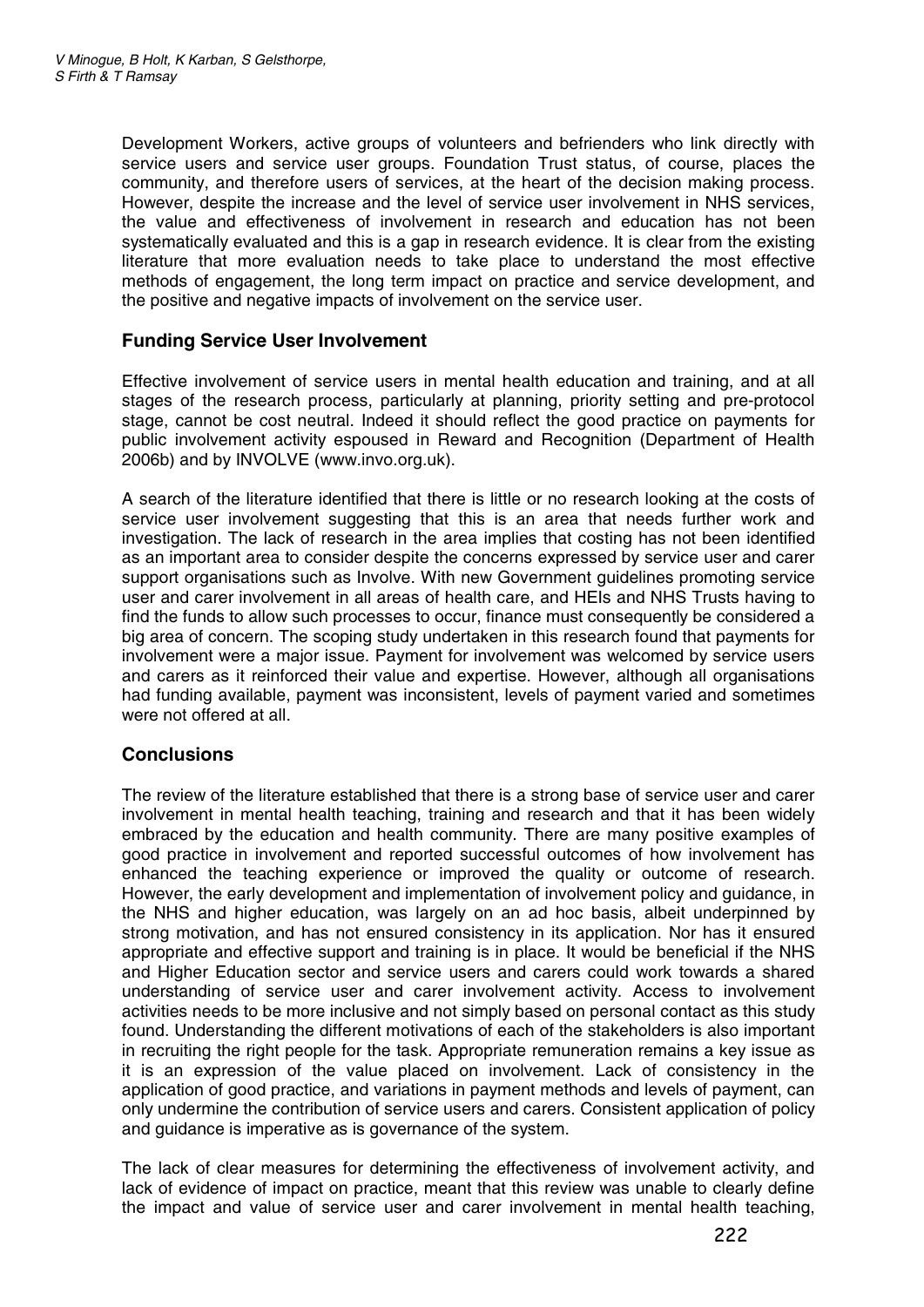Development Workers, active groups of volunteers and befrienders who link directly with service users and service user groups. Foundation Trust status, of course, places the community, and therefore users of services, at the heart of the decision making process. However, despite the increase and the level of service user involvement in NHS services, the value and effectiveness of involvement in research and education has not been systematically evaluated and this is a gap in research evidence. It is clear from the existing literature that more evaluation needs to take place to understand the most effective methods of engagement, the long term impact on practice and service development, and the positive and negative impacts of involvement on the service user.

## Funding Service User Involvement

Effective involvement of service users in mental health education and training, and at all stages of the research process, particularly at planning, priority setting and pre-protocol stage, cannot be cost neutral. Indeed it should reflect the good practice on payments for public involvement activity espoused in Reward and Recognition (Department of Health 2006b) and by INVOLVE (www.invo.org.uk).

A search of the literature identified that there is little or no research looking at the costs of service user involvement suggesting that this is an area that needs further work and investigation. The lack of research in the area implies that costing has not been identified as an important area to consider despite the concerns expressed by service user and carer support organisations such as Involve. With new Government guidelines promoting service user and carer involvement in all areas of health care, and HEIs and NHS Trusts having to find the funds to allow such processes to occur, finance must consequently be considered a big area of concern. The scoping study undertaken in this research found that payments for involvement were a major issue. Payment for involvement was welcomed by service users and carers as it reinforced their value and expertise. However, although all organisations had funding available, payment was inconsistent, levels of payment varied and sometimes were not offered at all.

## Conclusions

The review of the literature established that there is a strong base of service user and carer involvement in mental health teaching, training and research and that it has been widely embraced by the education and health community. There are many positive examples of good practice in involvement and reported successful outcomes of how involvement has enhanced the teaching experience or improved the quality or outcome of research. However, the early development and implementation of involvement policy and guidance, in the NHS and higher education, was largely on an ad hoc basis, albeit underpinned by strong motivation, and has not ensured consistency in its application. Nor has it ensured appropriate and effective support and training is in place. It would be beneficial if the NHS and Higher Education sector and service users and carers could work towards a shared understanding of service user and carer involvement activity. Access to involvement activities needs to be more inclusive and not simply based on personal contact as this study found. Understanding the different motivations of each of the stakeholders is also important in recruiting the right people for the task. Appropriate remuneration remains a key issue as it is an expression of the value placed on involvement. Lack of consistency in the application of good practice, and variations in payment methods and levels of payment, can only undermine the contribution of service users and carers. Consistent application of policy and guidance is imperative as is governance of the system.

The lack of clear measures for determining the effectiveness of involvement activity, and lack of evidence of impact on practice, meant that this review was unable to clearly define the impact and value of service user and carer involvement in mental health teaching,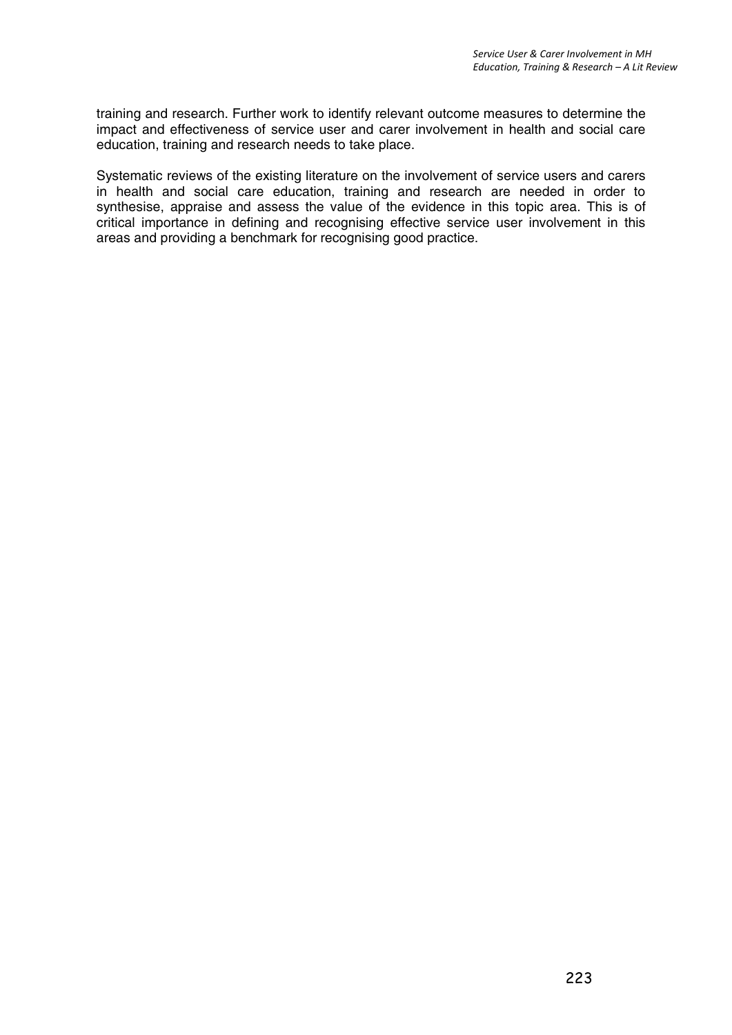training and research. Further work to identify relevant outcome measures to determine the impact and effectiveness of service user and carer involvement in health and social care education, training and research needs to take place.

Systematic reviews of the existing literature on the involvement of service users and carers in health and social care education, training and research are needed in order to synthesise, appraise and assess the value of the evidence in this topic area. This is of critical importance in defining and recognising effective service user involvement in this areas and providing a benchmark for recognising good practice.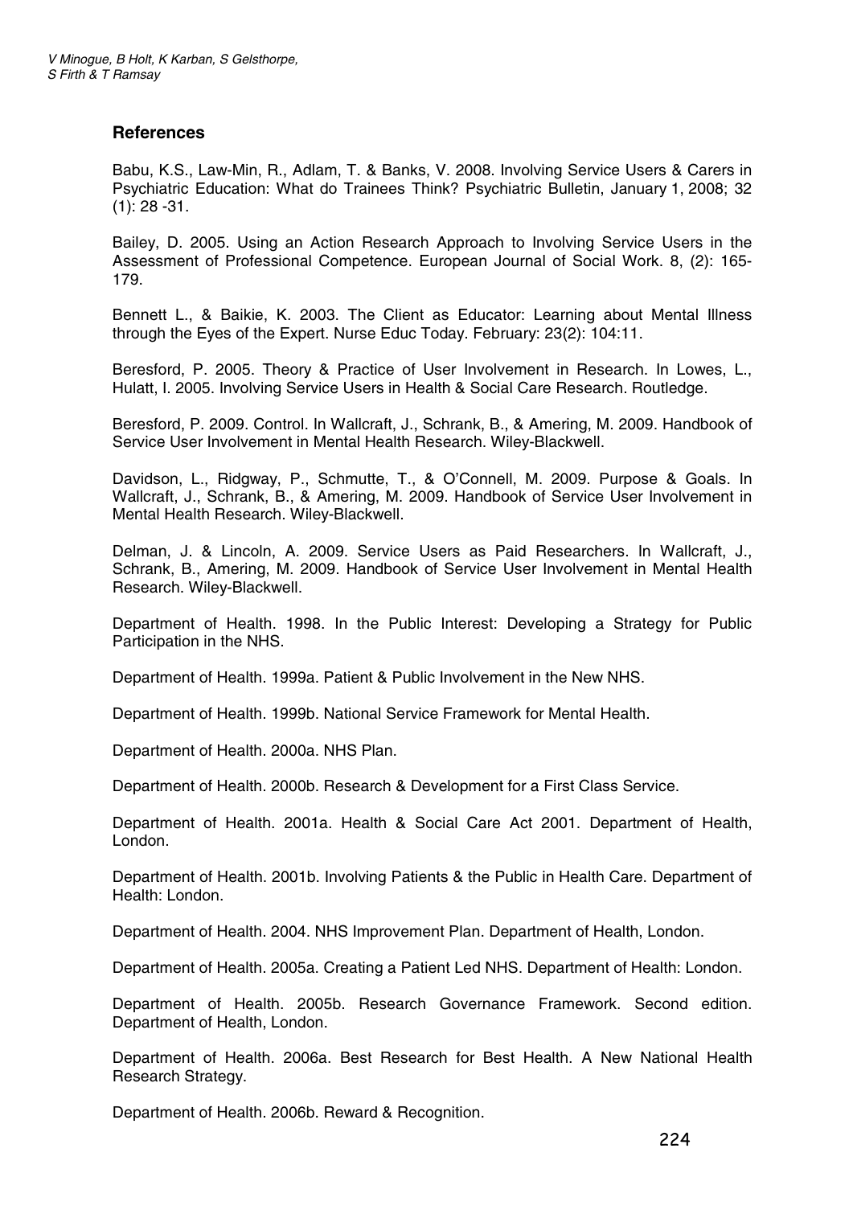## References

Babu, K.S., Law-Min, R., Adlam, T. & Banks, V. 2008. Involving Service Users & Carers in Psychiatric Education: What do Trainees Think? Psychiatric Bulletin, January 1, 2008; 32 (1): 28 -31.

Bailey, D. 2005. Using an Action Research Approach to Involving Service Users in the Assessment of Professional Competence. European Journal of Social Work. 8, (2): 165-179.

Bennett L., & Baikie, K. 2003. The Client as Educator: Learning about Mental Illness through the Eyes of the Expert. Nurse Educ Today. February: 23(2): 104:11.

Beresford, P. 2005. Theory & Practice of User Involvement in Research. In Lowes, L., Hulatt, I. 2005. Involving Service Users in Health & Social Care Research. Routledge.

Beresford, P. 2009. Control. In Wallcraft, J., Schrank, B., & Amering, M. 2009. Handbook of Service User Involvement in Mental Health Research. Wiley-Blackwell.

Davidson, L., Ridgway, P., Schmutte, T., & O'Connell, M. 2009. Purpose & Goals. In Wallcraft, J., Schrank, B., & Amering, M. 2009. Handbook of Service User Involvement in Mental Health Research. Wiley-Blackwell.

Delman, J. & Lincoln, A. 2009. Service Users as Paid Researchers. In Wallcraft, J., Schrank, B., Amering, M. 2009. Handbook of Service User Involvement in Mental Health Research. Wiley-Blackwell.

Department of Health. 1998. In the Public Interest: Developing a Strategy for Public Participation in the NHS.

Department of Health. 1999a. Patient & Public Involvement in the New NHS.

Department of Health. 1999b. National Service Framework for Mental Health.

Department of Health. 2000a. NHS Plan.

Department of Health. 2000b. Research & Development for a First Class Service.

Department of Health. 2001a. Health & Social Care Act 2001. Department of Health, London.

Department of Health. 2001b. Involving Patients & the Public in Health Care. Department of Health: London.

Department of Health. 2004. NHS Improvement Plan. Department of Health, London.

Department of Health. 2005a. Creating a Patient Led NHS. Department of Health: London.

Department of Health. 2005b. Research Governance Framework. Second edition. Department of Health, London.

Department of Health. 2006a. Best Research for Best Health. A New National Health Research Strategy.

Department of Health. 2006b. Reward & Recognition.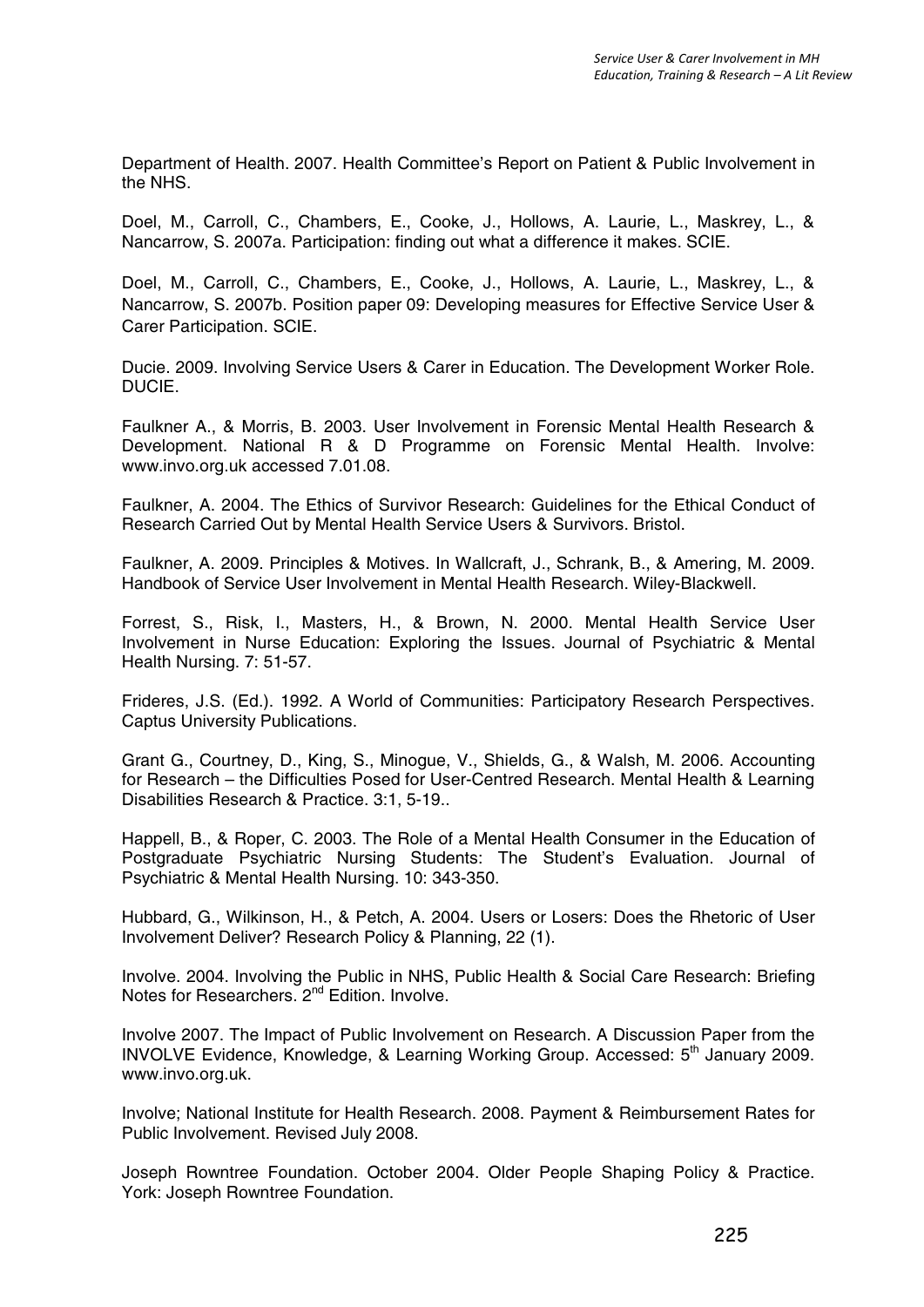Department of Health. 2007. Health Committee's Report on Patient & Public Involvement in the NHS.

Doel, M., Carroll, C., Chambers, E., Cooke, J., Hollows, A. Laurie, L., Maskrey, L., & Nancarrow, S. 2007a. Participation: finding out what a difference it makes. SCIE.

Doel, M., Carroll, C., Chambers, E., Cooke, J., Hollows, A. Laurie, L., Maskrey, L., & Nancarrow, S. 2007b. Position paper 09: Developing measures for Effective Service User & Carer Participation. SCIE.

Ducie. 2009. Involving Service Users & Carer in Education. The Development Worker Role. DUCIE.

Faulkner A., & Morris, B. 2003. User Involvement in Forensic Mental Health Research & Development. National R & D Programme on Forensic Mental Health. Involve: www.invo.org.uk accessed 7.01.08.

Faulkner, A. 2004. The Ethics of Survivor Research: Guidelines for the Ethical Conduct of Research Carried Out by Mental Health Service Users & Survivors. Bristol.

Faulkner, A. 2009. Principles & Motives. In Wallcraft, J., Schrank, B., & Amering, M. 2009. Handbook of Service User Involvement in Mental Health Research. Wiley-Blackwell.

Forrest, S., Risk, I., Masters, H., & Brown, N. 2000. Mental Health Service User Involvement in Nurse Education: Exploring the Issues. Journal of Psychiatric & Mental Health Nursing. 7: 51-57.

Frideres, J.S. (Ed.). 1992. A World of Communities: Participatory Research Perspectives. Captus University Publications.

Grant G., Courtney, D., King, S., Minogue, V., Shields, G., & Walsh, M. 2006. Accounting for Research – the Difficulties Posed for User-Centred Research. Mental Health & Learning Disabilities Research & Practice. 3:1, 5-19..

Happell, B., & Roper, C. 2003. The Role of a Mental Health Consumer in the Education of Postgraduate Psychiatric Nursing Students: The Student's Evaluation. Journal of Psychiatric & Mental Health Nursing. 10: 343-350.

Hubbard, G., Wilkinson, H., & Petch, A. 2004. Users or Losers: Does the Rhetoric of User Involvement Deliver? Research Policy & Planning, 22 (1).

Involve. 2004. Involving the Public in NHS, Public Health & Social Care Research: Briefing Notes for Researchers. 2nd Edition. Involve.

Involve 2007. The Impact of Public Involvement on Research. A Discussion Paper from the INVOLVE Evidence, Knowledge, & Learning Working Group. Accessed: 5th January 2009. www.invo.org.uk.

Involve; National Institute for Health Research. 2008. Payment & Reimbursement Rates for Public Involvement. Revised July 2008.

Joseph Rowntree Foundation. October 2004. Older People Shaping Policy & Practice. York: Joseph Rowntree Foundation.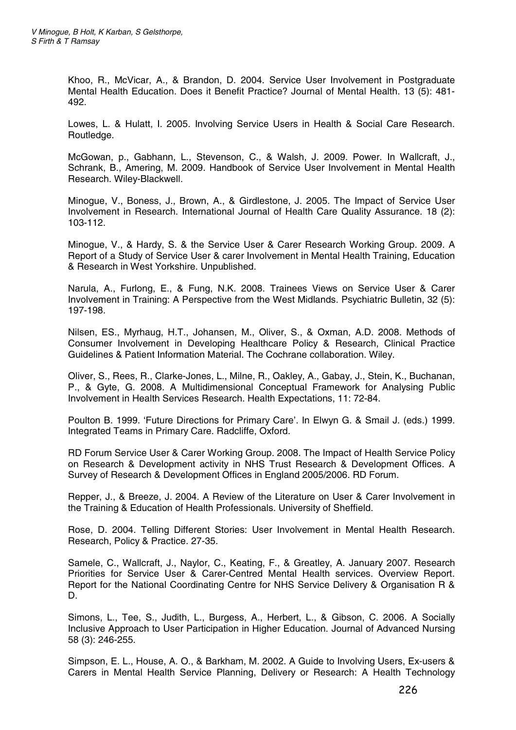Khoo, R., McVicar, A., & Brandon, D. 2004. Service User Involvement in Postgraduate Mental Health Education. Does it Benefit Practice? Journal of Mental Health. 13 (5): 481-492.

Lowes, L. & Hulatt, I. 2005. Involving Service Users in Health & Social Care Research. Routledge.

McGowan, p., Gabhann, L., Stevenson, C., & Walsh, J. 2009. Power. In Wallcraft, J., Schrank, B., Amering, M. 2009. Handbook of Service User Involvement in Mental Health Research. Wiley-Blackwell.

Minogue, V., Boness, J., Brown, A., & Girdlestone, J. 2005. The Impact of Service User Involvement in Research. International Journal of Health Care Quality Assurance. 18 (2): 103-112.

Minogue, V., & Hardy, S. & the Service User & Carer Research Working Group. 2009. A Report of a Study of Service User & carer Involvement in Mental Health Training, Education & Research in West Yorkshire. Unpublished.

Narula, A., Furlong, E., & Fung, N.K. 2008. Trainees Views on Service User & Carer Involvement in Training: A Perspective from the West Midlands. Psychiatric Bulletin, 32 (5): 197-198.

Nilsen, ES., Myrhaug, H.T., Johansen, M., Oliver, S., & Oxman, A.D. 2008. Methods of Consumer Involvement in Developing Healthcare Policy & Research, Clinical Practice Guidelines & Patient Information Material. The Cochrane collaboration. Wiley.

Oliver, S., Rees, R., Clarke-Jones, L., Milne, R., Oakley, A., Gabay, J., Stein, K., Buchanan, P., & Gyte, G. 2008. A Multidimensional Conceptual Framework for Analysing Public Involvement in Health Services Research. Health Expectations, 11: 72-84.

Poulton B. 1999. 'Future Directions for Primary Care'. In Elwyn G. & Smail J. (eds.) 1999. Integrated Teams in Primary Care. Radcliffe, Oxford.

RD Forum Service User & Carer Working Group. 2008. The Impact of Health Service Policy on Research & Development activity in NHS Trust Research & Development Offices. A Survey of Research & Development Offices in England 2005/2006. RD Forum.

Repper, J., & Breeze, J. 2004. A Review of the Literature on User & Carer Involvement in the Training & Education of Health Professionals. University of Sheffield.

Rose, D. 2004. Telling Different Stories: User Involvement in Mental Health Research. Research, Policy & Practice. 27-35.

Samele, C., Wallcraft, J., Naylor, C., Keating, F., & Greatley, A. January 2007. Research Priorities for Service User & Carer-Centred Mental Health services. Overview Report. Report for the National Coordinating Centre for NHS Service Delivery & Organisation R & D.

Simons, L., Tee, S., Judith, L., Burgess, A., Herbert, L., & Gibson, C. 2006. A Socially Inclusive Approach to User Participation in Higher Education. Journal of Advanced Nursing 58 (3): 246-255.

Simpson, E. L., House, A. O., & Barkham, M. 2002. A Guide to Involving Users, Ex-users & Carers in Mental Health Service Planning, Delivery or Research: A Health Technology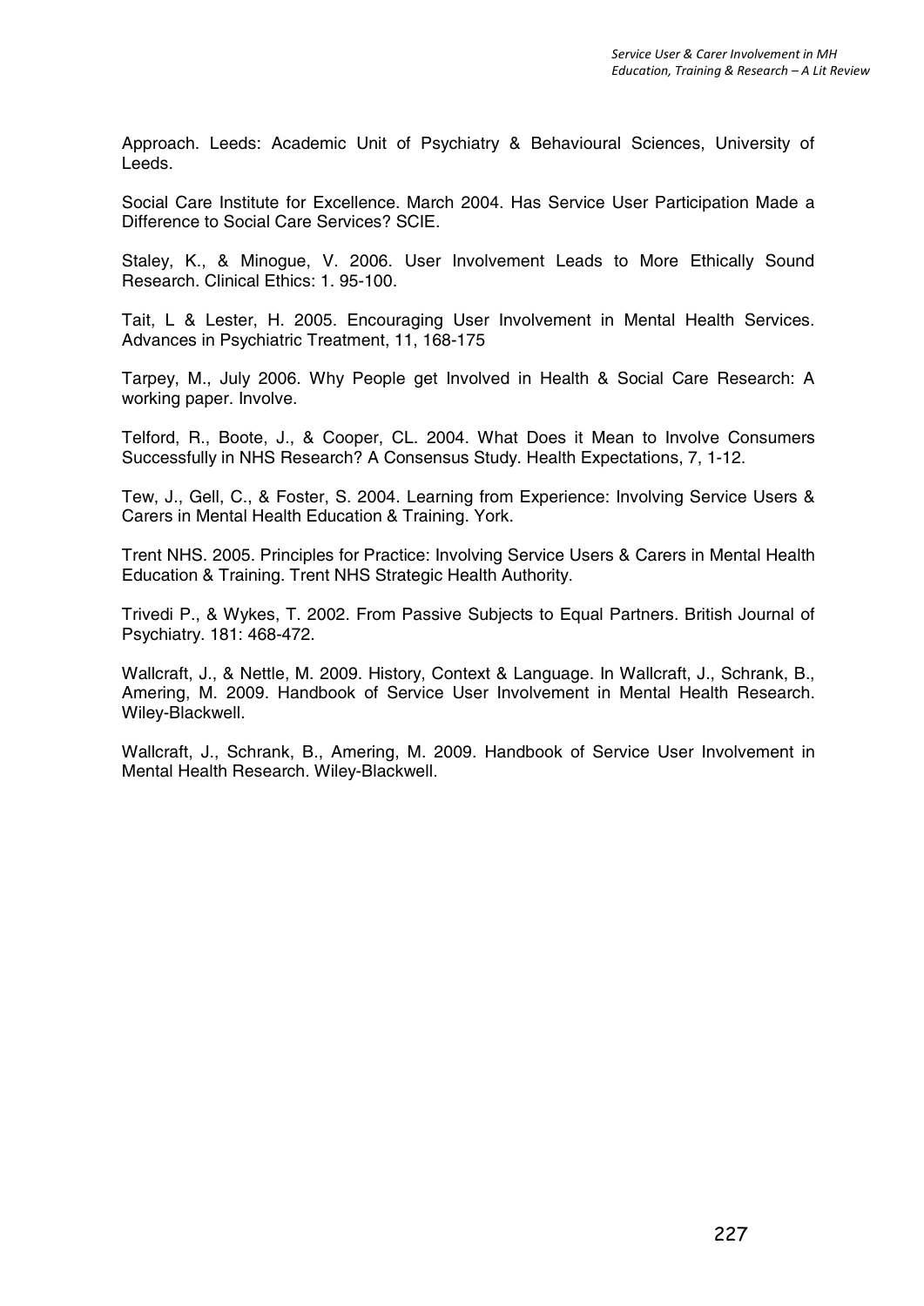Approach. Leeds: Academic Unit of Psychiatry & Behavioural Sciences, University of Leeds.

Social Care Institute for Excellence. March 2004. Has Service User Participation Made a Difference to Social Care Services? SCIE.

Staley, K., & Minogue, V. 2006. User Involvement Leads to More Ethically Sound Research. Clinical Ethics: 1. 95-100.

Tait, L & Lester, H. 2005. Encouraging User Involvement in Mental Health Services. Advances in Psychiatric Treatment, 11, 168-175

Tarpey, M., July 2006. Why People get Involved in Health & Social Care Research: A working paper. Involve.

Telford, R., Boote, J., & Cooper, CL. 2004. What Does it Mean to Involve Consumers Successfully in NHS Research? A Consensus Study. Health Expectations, 7, 1-12.

Tew, J., Gell, C., & Foster, S. 2004. Learning from Experience: Involving Service Users & Carers in Mental Health Education & Training. York.

Trent NHS. 2005. Principles for Practice: Involving Service Users & Carers in Mental Health Education & Training. Trent NHS Strategic Health Authority.

Trivedi P., & Wykes, T. 2002. From Passive Subjects to Equal Partners. British Journal of Psychiatry. 181: 468-472.

Wallcraft, J., & Nettle, M. 2009. History, Context & Language. In Wallcraft, J., Schrank, B., Amering, M. 2009. Handbook of Service User Involvement in Mental Health Research. Wiley-Blackwell.

Wallcraft, J., Schrank, B., Amering, M. 2009. Handbook of Service User Involvement in Mental Health Research. Wiley-Blackwell.